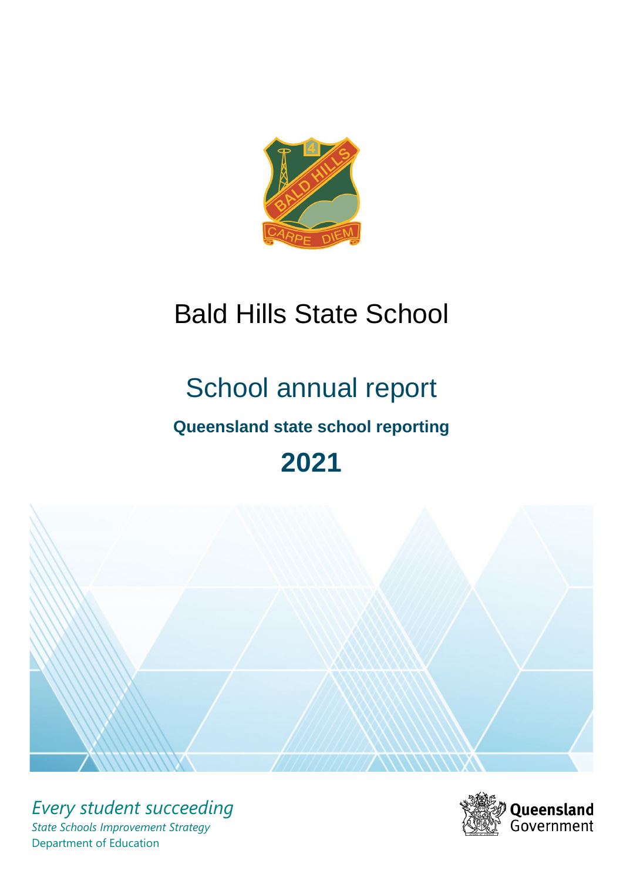# Bald Hills State School

## School annual report

### Queensland state school reporting

## 2021

*Every student succeeding*

*State Schools Improvement Strategy*

Department of Education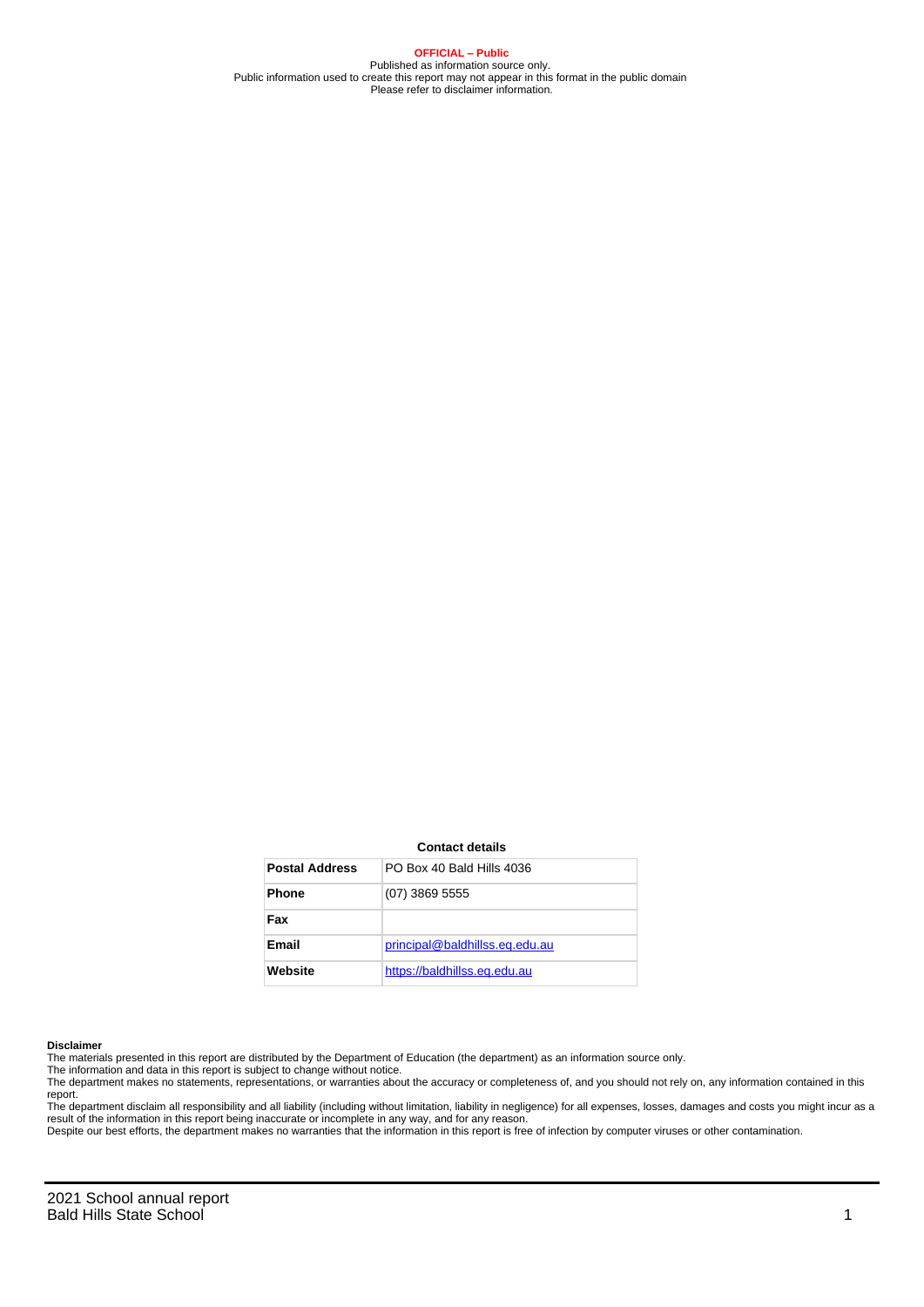**OFFICIAL – Public**
Published as information source only.
Public information used to create this report may not appear in this format in the public domain
Please refer to disclaimer information.

**Contact details**

| Postal Address | PO Box 40 Bald Hills 4036 |
|---|---|
| Phone | (07) 3869 5555 |
| Fax | |
| Email | principal@baldhillss.eq.edu.au |
| Website | https://baldhillss.eq.edu.au |

**Disclaimer**
The materials presented in this report are distributed by the Department of Education (the department) as an information source only.
The information and data in this report is subject to change without notice.
The department makes no statements, representations, or warranties about the accuracy or completeness of, and you should not rely on, any information contained in this report.
The department disclaim all responsibility and all liability (including without limitation, liability in negligence) for all expenses, losses, damages and costs you might incur as a result of the information in this report being inaccurate or incomplete in any way, and for any reason.
Despite our best efforts, the department makes no warranties that the information in this report is free of infection by computer viruses or other contamination.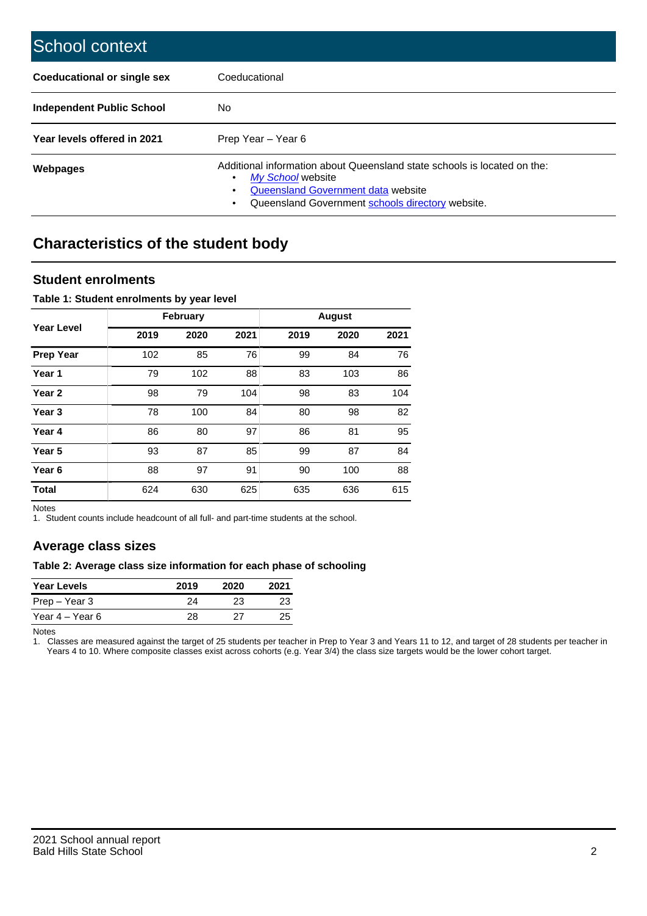# School context

| | |
|---|---|
| **Coeducational or single sex** | Coeducational |
| **Independent Public School** | No |
| **Year levels offered in 2021** | Prep Year – Year 6 |
| **Webpages** | Additional information about Queensland state schools is located on the: <br>• *My School* website <br>• Queensland Government data website <br>• Queensland Government schools directory website. |

## Characteristics of the student body

### Student enrolments

**Table 1: Student enrolments by year level**

| Year Level | February | | | August | | |
|---|---|---|---|---|---|---|
| | 2019 | 2020 | 2021 | 2019 | 2020 | 2021 |
| **Prep Year** | 102 | 85 | 76 | 99 | 84 | 76 |
| **Year 1** | 79 | 102 | 88 | 83 | 103 | 86 |
| **Year 2** | 98 | 79 | 104 | 98 | 83 | 104 |
| **Year 3** | 78 | 100 | 84 | 80 | 98 | 82 |
| **Year 4** | 86 | 80 | 97 | 86 | 81 | 95 |
| **Year 5** | 93 | 87 | 85 | 99 | 87 | 84 |
| **Year 6** | 88 | 97 | 91 | 90 | 100 | 88 |
| **Total** | 624 | 630 | 625 | 635 | 636 | 615 |

Notes

1. Student counts include headcount of all full- and part-time students at the school.

### Average class sizes

**Table 2: Average class size information for each phase of schooling**

| Year Levels | 2019 | 2020 | 2021 |
|---|---|---|---|
| Prep – Year 3 | 24 | 23 | 23 |
| Year 4 – Year 6 | 28 | 27 | 25 |

Notes

1. Classes are measured against the target of 25 students per teacher in Prep to Year 3 and Years 11 to 12, and target of 28 students per teacher in Years 4 to 10. Where composite classes exist across cohorts (e.g. Year 3/4) the class size targets would be the lower cohort target.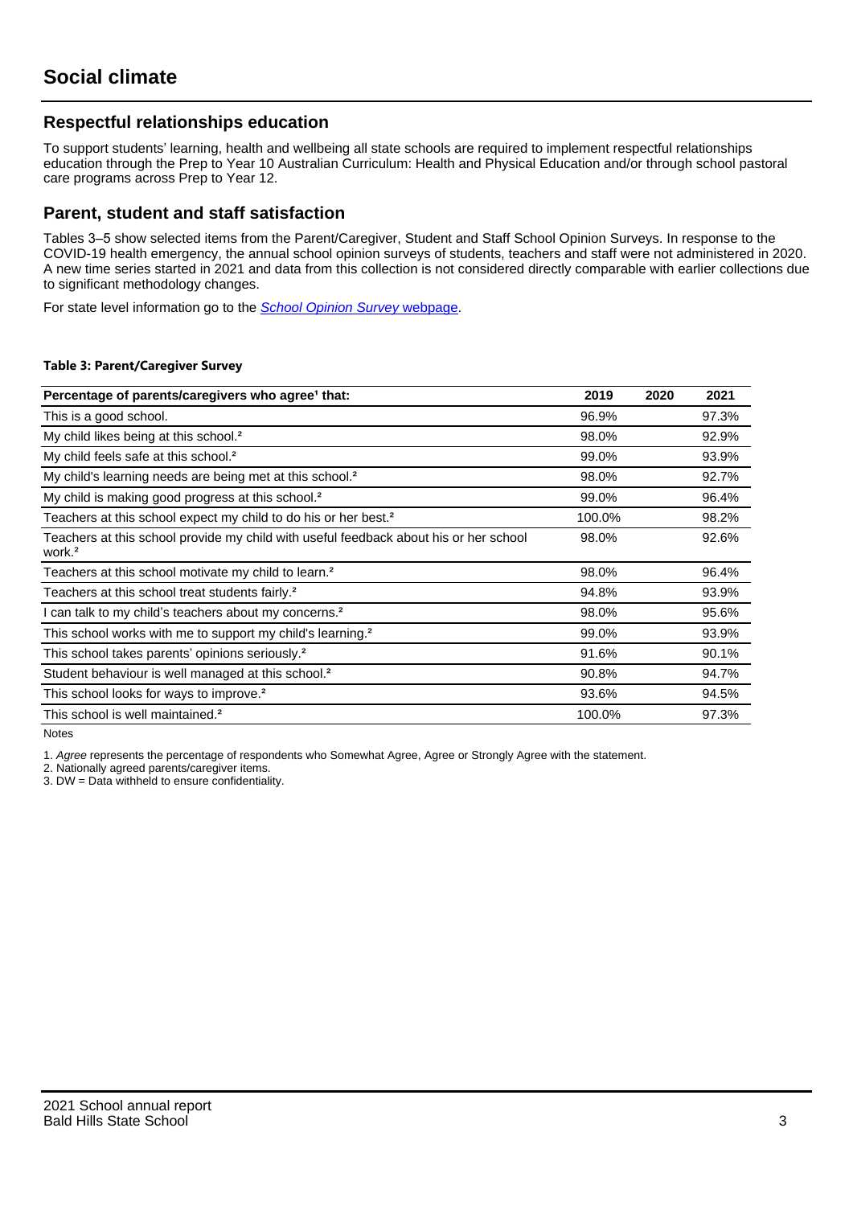# Social climate

## Respectful relationships education

To support students' learning, health and wellbeing all state schools are required to implement respectful relationships education through the Prep to Year 10 Australian Curriculum: Health and Physical Education and/or through school pastoral care programs across Prep to Year 12.

## Parent, student and staff satisfaction

Tables 3–5 show selected items from the Parent/Caregiver, Student and Staff School Opinion Surveys. In response to the COVID-19 health emergency, the annual school opinion surveys of students, teachers and staff were not administered in 2020. A new time series started in 2021 and data from this collection is not considered directly comparable with earlier collections due to significant methodology changes.

For state level information go to the *School Opinion Survey* webpage.

**Table 3: Parent/Caregiver Survey**

| Percentage of parents/caregivers who agree[1] that: | 2019 | 2020 | 2021 |
|---|---|---|---|
| This is a good school. | 96.9% | | 97.3% |
| My child likes being at this school.[2] | 98.0% | | 92.9% |
| My child feels safe at this school.[2] | 99.0% | | 93.9% |
| My child's learning needs are being met at this school.[2] | 98.0% | | 92.7% |
| My child is making good progress at this school.[2] | 99.0% | | 96.4% |
| Teachers at this school expect my child to do his or her best.[2] | 100.0% | | 98.2% |
| Teachers at this school provide my child with useful feedback about his or her school work.[2] | 98.0% | | 92.6% |
| Teachers at this school motivate my child to learn.[2] | 98.0% | | 96.4% |
| Teachers at this school treat students fairly.[2] | 94.8% | | 93.9% |
| I can talk to my child's teachers about my concerns.[2] | 98.0% | | 95.6% |
| This school works with me to support my child's learning.[2] | 99.0% | | 93.9% |
| This school takes parents' opinions seriously.[2] | 91.6% | | 90.1% |
| Student behaviour is well managed at this school.[2] | 90.8% | | 94.7% |
| This school looks for ways to improve.[2] | 93.6% | | 94.5% |
| This school is well maintained.[2] | 100.0% | | 97.3% |

Notes

1. *Agree* represents the percentage of respondents who Somewhat Agree, Agree or Strongly Agree with the statement.
2. Nationally agreed parents/caregiver items.
3. DW = Data withheld to ensure confidentiality.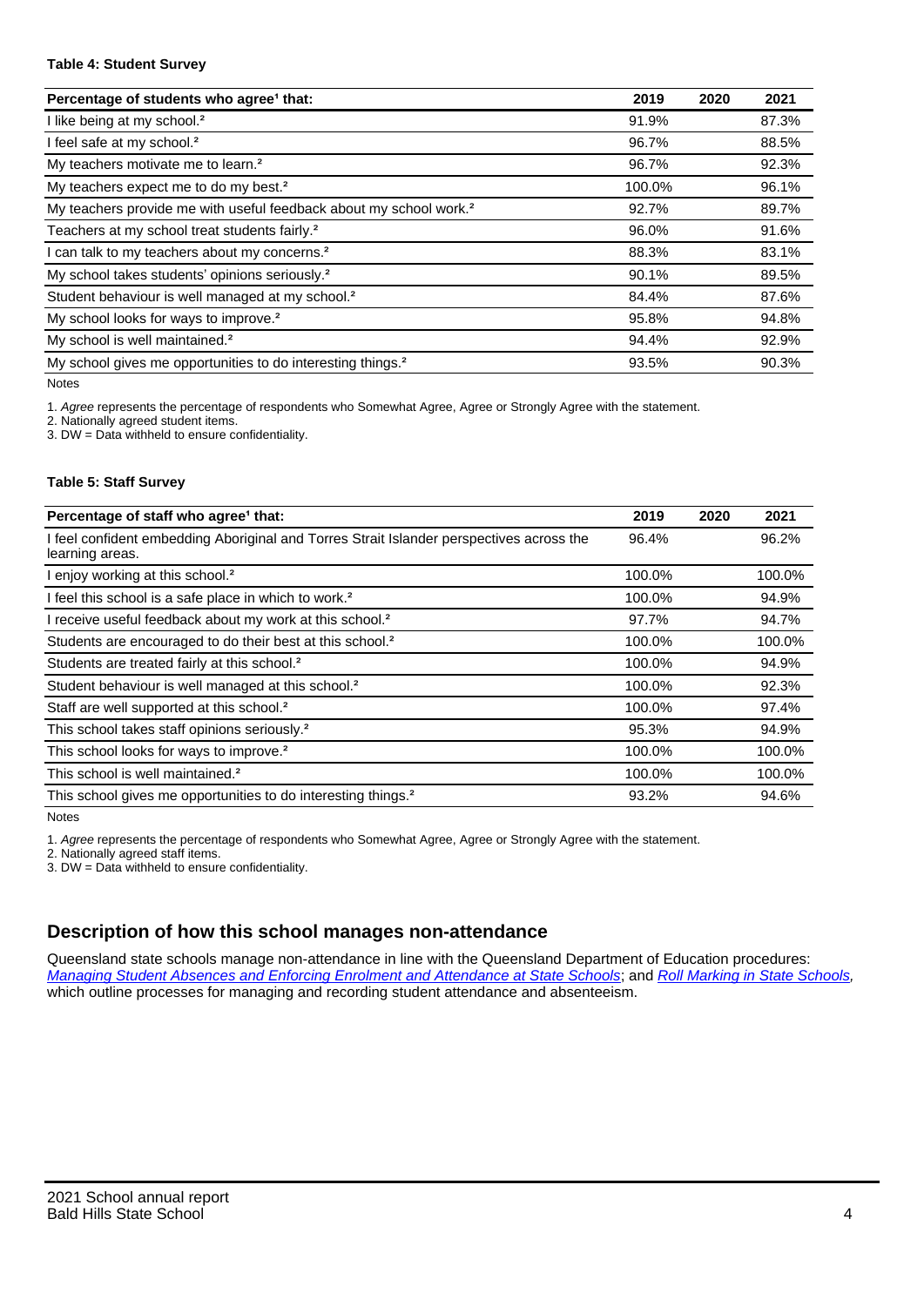**Table 4: Student Survey**

| Percentage of students who agree[1] that: | 2019 | 2020 | 2021 |
|---|---|---|---|
| I like being at my school.[2] | 91.9% | | 87.3% |
| I feel safe at my school.[2] | 96.7% | | 88.5% |
| My teachers motivate me to learn.[2] | 96.7% | | 92.3% |
| My teachers expect me to do my best.[2] | 100.0% | | 96.1% |
| My teachers provide me with useful feedback about my school work.[2] | 92.7% | | 89.7% |
| Teachers at my school treat students fairly.[2] | 96.0% | | 91.6% |
| I can talk to my teachers about my concerns.[2] | 88.3% | | 83.1% |
| My school takes students' opinions seriously.[2] | 90.1% | | 89.5% |
| Student behaviour is well managed at my school.[2] | 84.4% | | 87.6% |
| My school looks for ways to improve.[2] | 95.8% | | 94.8% |
| My school is well maintained.[2] | 94.4% | | 92.9% |
| My school gives me opportunities to do interesting things.[2] | 93.5% | | 90.3% |

Notes

1. *Agree* represents the percentage of respondents who Somewhat Agree, Agree or Strongly Agree with the statement.
2. Nationally agreed student items.
3. DW = Data withheld to ensure confidentiality.

**Table 5: Staff Survey**

| Percentage of staff who agree[1] that: | 2019 | 2020 | 2021 |
|---|---|---|---|
| I feel confident embedding Aboriginal and Torres Strait Islander perspectives across the learning areas. | 96.4% | | 96.2% |
| I enjoy working at this school.[2] | 100.0% | | 100.0% |
| I feel this school is a safe place in which to work.[2] | 100.0% | | 94.9% |
| I receive useful feedback about my work at this school.[2] | 97.7% | | 94.7% |
| Students are encouraged to do their best at this school.[2] | 100.0% | | 100.0% |
| Students are treated fairly at this school.[2] | 100.0% | | 94.9% |
| Student behaviour is well managed at this school.[2] | 100.0% | | 92.3% |
| Staff are well supported at this school.[2] | 100.0% | | 97.4% |
| This school takes staff opinions seriously.[2] | 95.3% | | 94.9% |
| This school looks for ways to improve.[2] | 100.0% | | 100.0% |
| This school is well maintained.[2] | 100.0% | | 100.0% |
| This school gives me opportunities to do interesting things.[2] | 93.2% | | 94.6% |

Notes

1. *Agree* represents the percentage of respondents who Somewhat Agree, Agree or Strongly Agree with the statement.
2. Nationally agreed staff items.
3. DW = Data withheld to ensure confidentiality.

## Description of how this school manages non-attendance

Queensland state schools manage non-attendance in line with the Queensland Department of Education procedures: *Managing Student Absences and Enforcing Enrolment and Attendance at State Schools*; and *Roll Marking in State Schools*, which outline processes for managing and recording student attendance and absenteeism.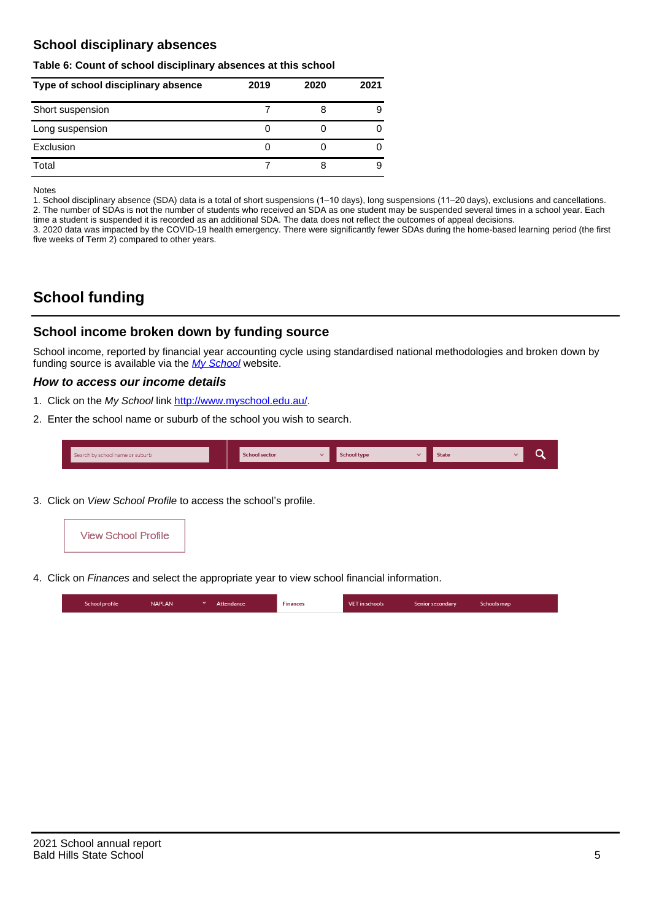## School disciplinary absences

**Table 6: Count of school disciplinary absences at this school**

| Type of school disciplinary absence | 2019 | 2020 | 2021 |
|---|---|---|---|
| Short suspension | 7 | 8 | 9 |
| Long suspension | 0 | 0 | 0 |
| Exclusion | 0 | 0 | 0 |
| Total | 7 | 8 | 9 |

Notes

1. School disciplinary absence (SDA) data is a total of short suspensions (1–10 days), long suspensions (11–20 days), exclusions and cancellations.
2. The number of SDAs is not the number of students who received an SDA as one student may be suspended several times in a school year. Each time a student is suspended it is recorded as an additional SDA. The data does not reflect the outcomes of appeal decisions.
3. 2020 data was impacted by the COVID-19 health emergency. There were significantly fewer SDAs during the home-based learning period (the first five weeks of Term 2) compared to other years.

# School funding

## School income broken down by funding source

School income, reported by financial year accounting cycle using standardised national methodologies and broken down by funding source is available via the *My School* website.

### *How to access our income details*

1. Click on the *My School* link http://www.myschool.edu.au/.
2. Enter the school name or suburb of the school you wish to search.

Search by school name or suburb | School sector | School type | State

3. Click on *View School Profile* to access the school's profile.

View School Profile

4. Click on *Finances* and select the appropriate year to view school financial information.

School profile | NAPLAN | Attendance | Finances | VET in schools | Senior secondary | Schools map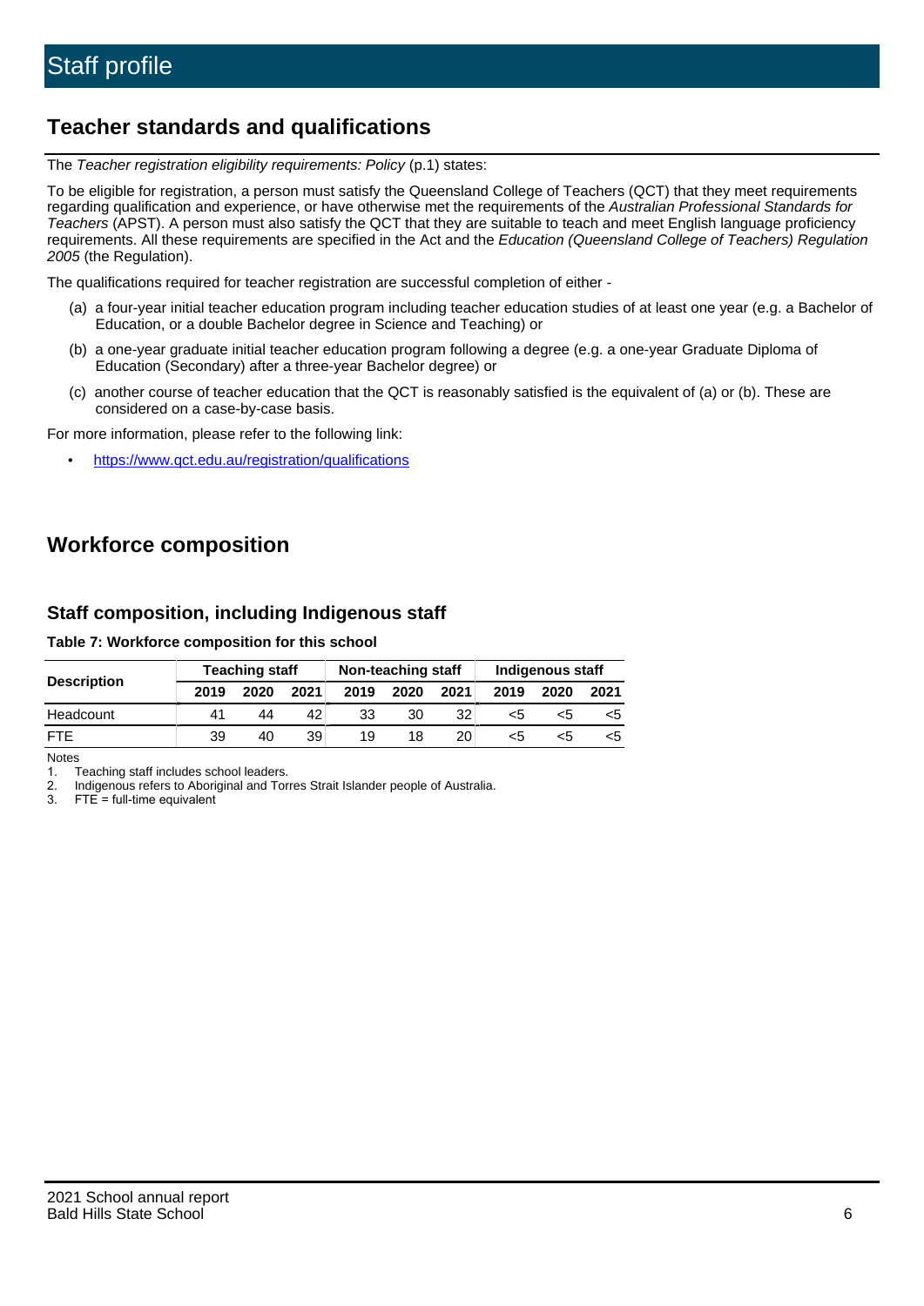# Staff profile

## Teacher standards and qualifications

The *Teacher registration eligibility requirements: Policy* (p.1) states:

To be eligible for registration, a person must satisfy the Queensland College of Teachers (QCT) that they meet requirements regarding qualification and experience, or have otherwise met the requirements of the *Australian Professional Standards for Teachers* (APST). A person must also satisfy the QCT that they are suitable to teach and meet English language proficiency requirements. All these requirements are specified in the Act and the *Education (Queensland College of Teachers) Regulation 2005* (the Regulation).

The qualifications required for teacher registration are successful completion of either -

(a) a four-year initial teacher education program including teacher education studies of at least one year (e.g. a Bachelor of Education, or a double Bachelor degree in Science and Teaching) or

(b) a one-year graduate initial teacher education program following a degree (e.g. a one-year Graduate Diploma of Education (Secondary) after a three-year Bachelor degree) or

(c) another course of teacher education that the QCT is reasonably satisfied is the equivalent of (a) or (b). These are considered on a case-by-case basis.

For more information, please refer to the following link:

- https://www.qct.edu.au/registration/qualifications

## Workforce composition

### Staff composition, including Indigenous staff

**Table 7: Workforce composition for this school**

| Description | Teaching staff | | | Non-teaching staff | | | Indigenous staff | | |
|---|---|---|---|---|---|---|---|---|---|
| | 2019 | 2020 | 2021 | 2019 | 2020 | 2021 | 2019 | 2020 | 2021 |
| Headcount | 41 | 44 | 42 | 33 | 30 | 32 | <5 | <5 | <5 |
| FTE | 39 | 40 | 39 | 19 | 18 | 20 | <5 | <5 | <5 |

Notes
1. Teaching staff includes school leaders.
2. Indigenous refers to Aboriginal and Torres Strait Islander people of Australia.
3. FTE = full-time equivalent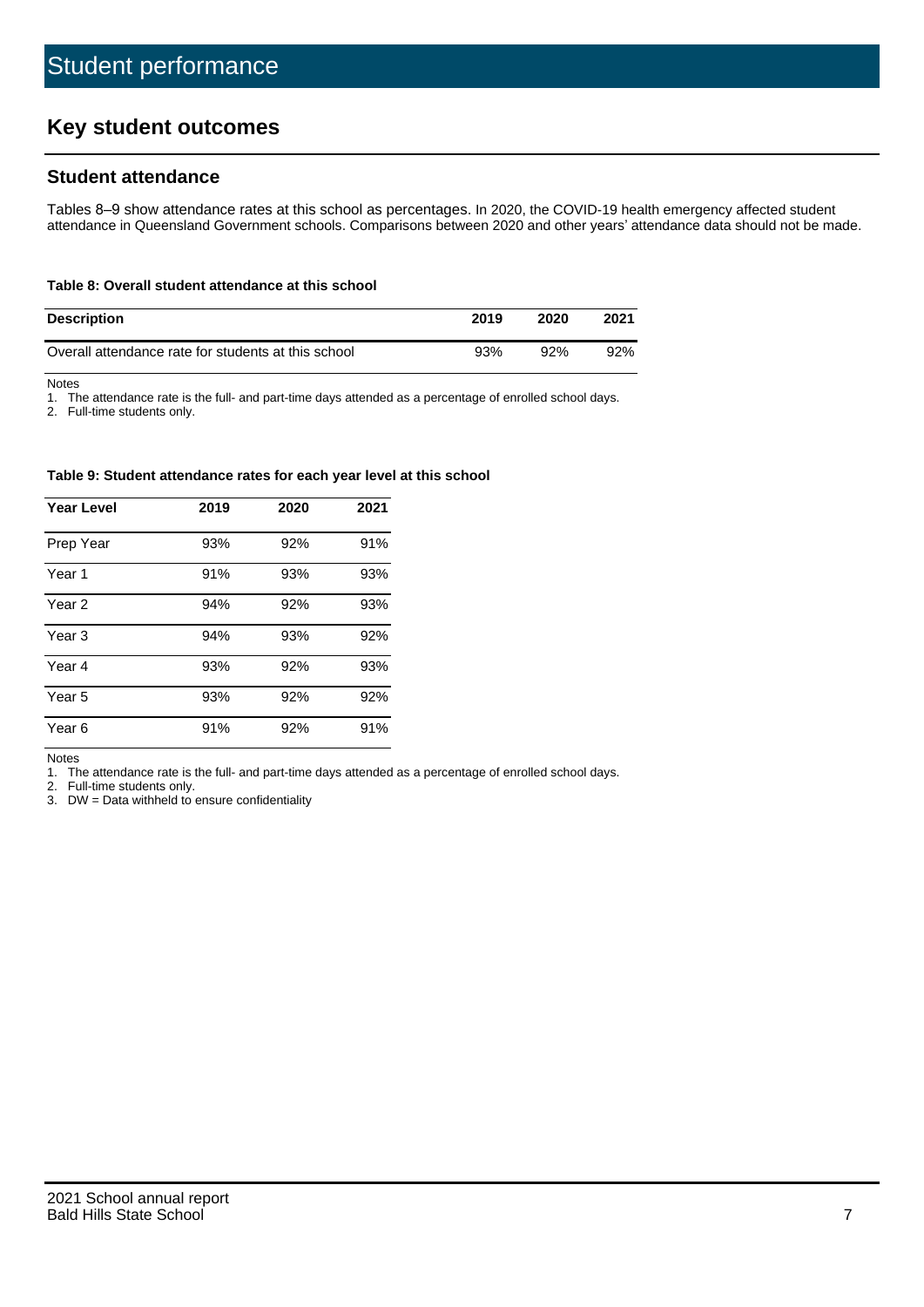# Student performance

## Key student outcomes

### Student attendance

Tables 8–9 show attendance rates at this school as percentages. In 2020, the COVID-19 health emergency affected student attendance in Queensland Government schools. Comparisons between 2020 and other years' attendance data should not be made.

**Table 8: Overall student attendance at this school**

| Description | 2019 | 2020 | 2021 |
|---|---|---|---|
| Overall attendance rate for students at this school | 93% | 92% | 92% |

Notes

1. The attendance rate is the full- and part-time days attended as a percentage of enrolled school days.
2. Full-time students only.

**Table 9: Student attendance rates for each year level at this school**

| Year Level | 2019 | 2020 | 2021 |
|---|---|---|---|
| Prep Year | 93% | 92% | 91% |
| Year 1 | 91% | 93% | 93% |
| Year 2 | 94% | 92% | 93% |
| Year 3 | 94% | 93% | 92% |
| Year 4 | 93% | 92% | 93% |
| Year 5 | 93% | 92% | 92% |
| Year 6 | 91% | 92% | 91% |

Notes

1. The attendance rate is the full- and part-time days attended as a percentage of enrolled school days.
2. Full-time students only.
3. DW = Data withheld to ensure confidentiality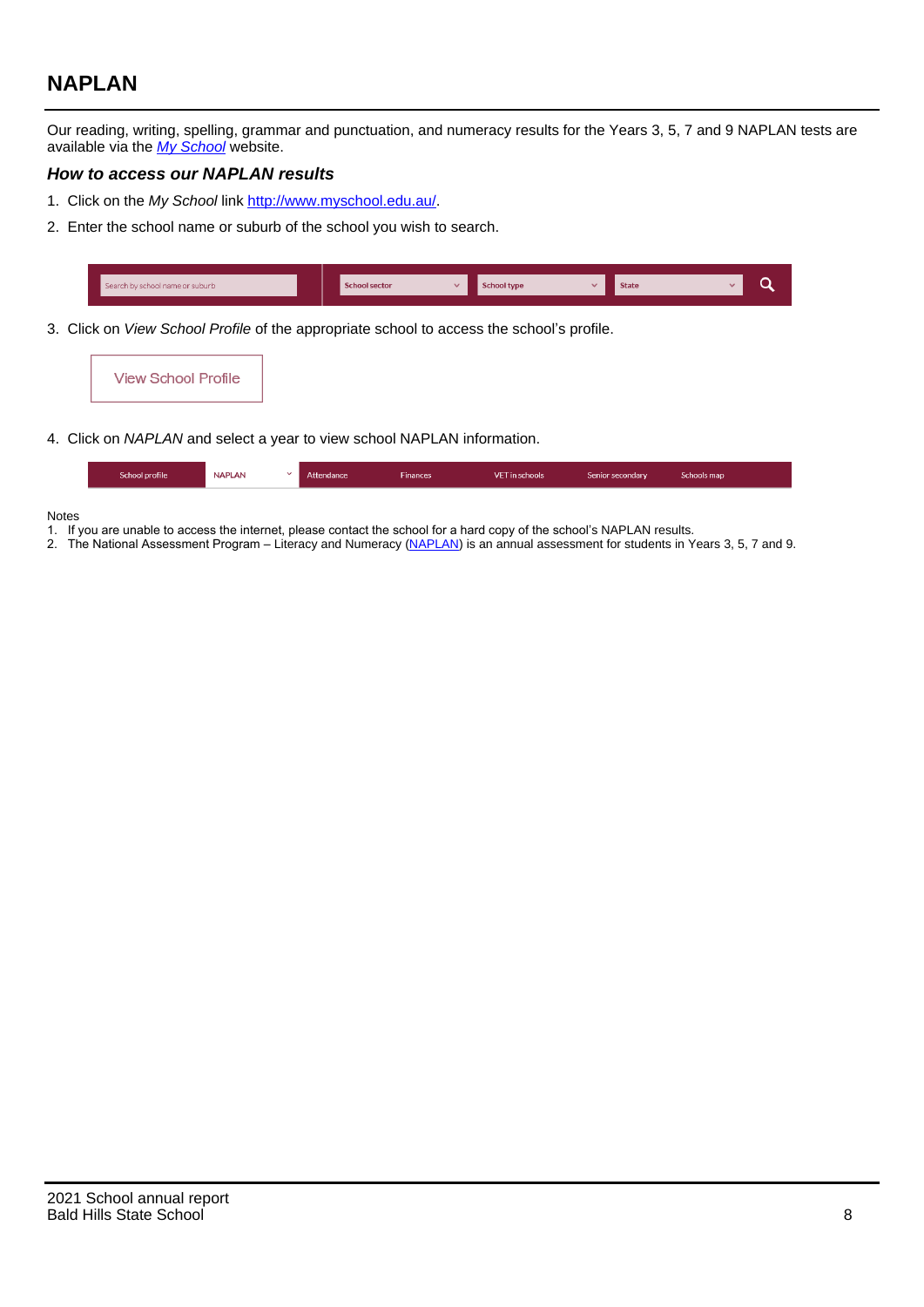## NAPLAN

Our reading, writing, spelling, grammar and punctuation, and numeracy results for the Years 3, 5, 7 and 9 NAPLAN tests are available via the *My School* website.

### *How to access our NAPLAN results*

1. Click on the *My School* link http://www.myschool.edu.au/.
2. Enter the school name or suburb of the school you wish to search.

Search by school name or suburb | School sector | School type | State

3. Click on *View School Profile* of the appropriate school to access the school's profile.

View School Profile

4. Click on *NAPLAN* and select a year to view school NAPLAN information.

School profile | NAPLAN | Attendance | Finances | VET in schools | Senior secondary | Schools map

Notes
1. If you are unable to access the internet, please contact the school for a hard copy of the school's NAPLAN results.
2. The National Assessment Program – Literacy and Numeracy (NAPLAN) is an annual assessment for students in Years 3, 5, 7 and 9.